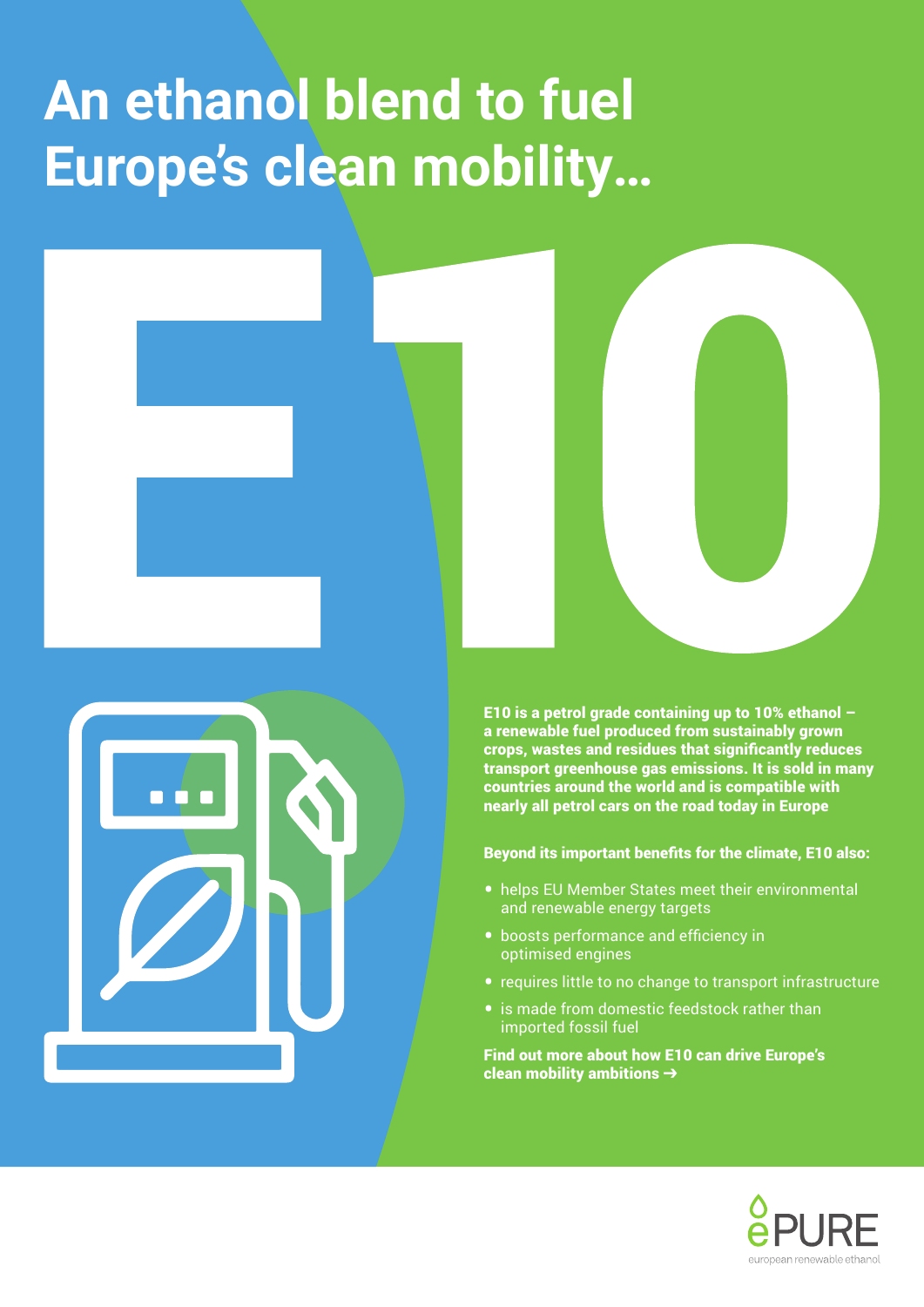# An ethanol blend to fuel Europe's clean mobility...

# E10

**E10 is a petrol grade containing up to 10% ethanol – a renewable fuel produced from sustainably grown crops, wastes and residues that significantly reduces transport greenhouse gas emissions. It is sold in many countries around the world and is compatible with nearly all petrol cars on the road today in Europe**

**Beyond its important benefits for the climate, E10 also:**

- helps EU Member States meet their environmental and renewable energy targets
- boosts performance and efficiency in optimised engines
- requires little to no change to transport infrastructure
- is made from domestic feedstock rather than imported fossil fuel

**Find out more about how E10 can drive Europe's clean mobility ambitions ➔**

ePURE

european renewable ethanol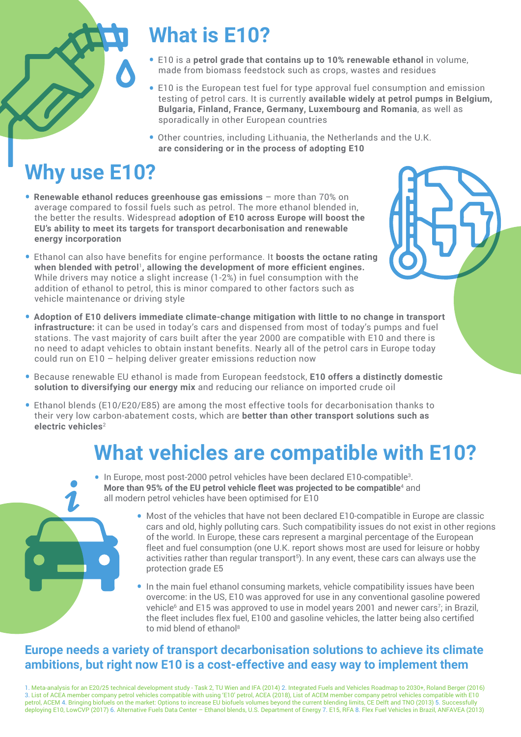# What is E10?

- E10 is a **petrol grade that contains up to 10% renewable ethanol** in volume, made from biomass feedstock such as crops, wastes and residues
- E10 is the European test fuel for type approval fuel consumption and emission testing of petrol cars. It is currently **available widely at petrol pumps in Belgium, Bulgaria, Finland, France, Germany, Luxembourg and Romania**, as well as sporadically in other European countries
- Other countries, including Lithuania, the Netherlands and the U.K. **are considering or in the process of adopting E10**

# Why use E10?

- **Renewable ethanol reduces greenhouse gas emissions** – more than 70% on average compared to fossil fuels such as petrol. The more ethanol blended in, the better the results. Widespread **adoption of E10 across Europe will boost the EU's ability to meet its targets for transport decarbonisation and renewable energy incorporation**
- Ethanol can also have benefits for engine performance. It **boosts the octane rating when blended with petrol**[1], **allowing the development of more efficient engines.** While drivers may notice a slight increase (1-2%) in fuel consumption with the addition of ethanol to petrol, this is minor compared to other factors such as vehicle maintenance or driving style
- **Adoption of E10 delivers immediate climate-change mitigation with little to no change in transport infrastructure:** it can be used in today's cars and dispensed from most of today's pumps and fuel stations. The vast majority of cars built after the year 2000 are compatible with E10 and there is no need to adapt vehicles to obtain instant benefits. Nearly all of the petrol cars in Europe today could run on E10 – helping deliver greater emissions reduction now
- Because renewable EU ethanol is made from European feedstock, **E10 offers a distinctly domestic solution to diversifying our energy mix** and reducing our reliance on imported crude oil
- Ethanol blends (E10/E20/E85) are among the most effective tools for decarbonisation thanks to their very low carbon-abatement costs, which are **better than other transport solutions such as electric vehicles**[2]

# What vehicles are compatible with E10?

- In Europe, most post-2000 petrol vehicles have been declared E10-compatible[3]. **More than 95% of the EU petrol vehicle fleet was projected to be compatible**[4] and all modern petrol vehicles have been optimised for E10
- Most of the vehicles that have not been declared E10-compatible in Europe are classic cars and old, highly polluting cars. Such compatibility issues do not exist in other regions of the world. In Europe, these cars represent a marginal percentage of the European fleet and fuel consumption (one U.K. report shows most are used for leisure or hobby activities rather than regular transport[5]). In any event, these cars can always use the protection grade E5
- In the main fuel ethanol consuming markets, vehicle compatibility issues have been overcome: in the US, E10 was approved for use in any conventional gasoline powered vehicle[6] and E15 was approved to use in model years 2001 and newer cars[7]; in Brazil, the fleet includes flex fuel, E100 and gasoline vehicles, the latter being also certified to mid blend of ethanol[8]

## Europe needs a variety of transport decarbonisation solutions to achieve its climate ambitions, but right now E10 is a cost-effective and easy way to implement them

1. Meta-analysis for an E20/25 technical development study - Task 2, TU Wien and IFA (2014) 2. Integrated Fuels and Vehicles Roadmap to 2030+, Roland Berger (2016) 3. List of ACEA member company petrol vehicles compatible with using 'E10' petrol, ACEA (2018), List of ACEM member company petrol vehicles compatible with E10 petrol, ACEM 4. Bringing biofuels on the market: Options to increase EU biofuels volumes beyond the current blending limits, CE Delft and TNO (2013) 5. Successfully deploying E10, LowCVP (2017) 6. Alternative Fuels Data Center – Ethanol blends, U.S. Department of Energy 7. E15, RFA 8. Flex Fuel Vehicles in Brazil, ANFAVEA (2013)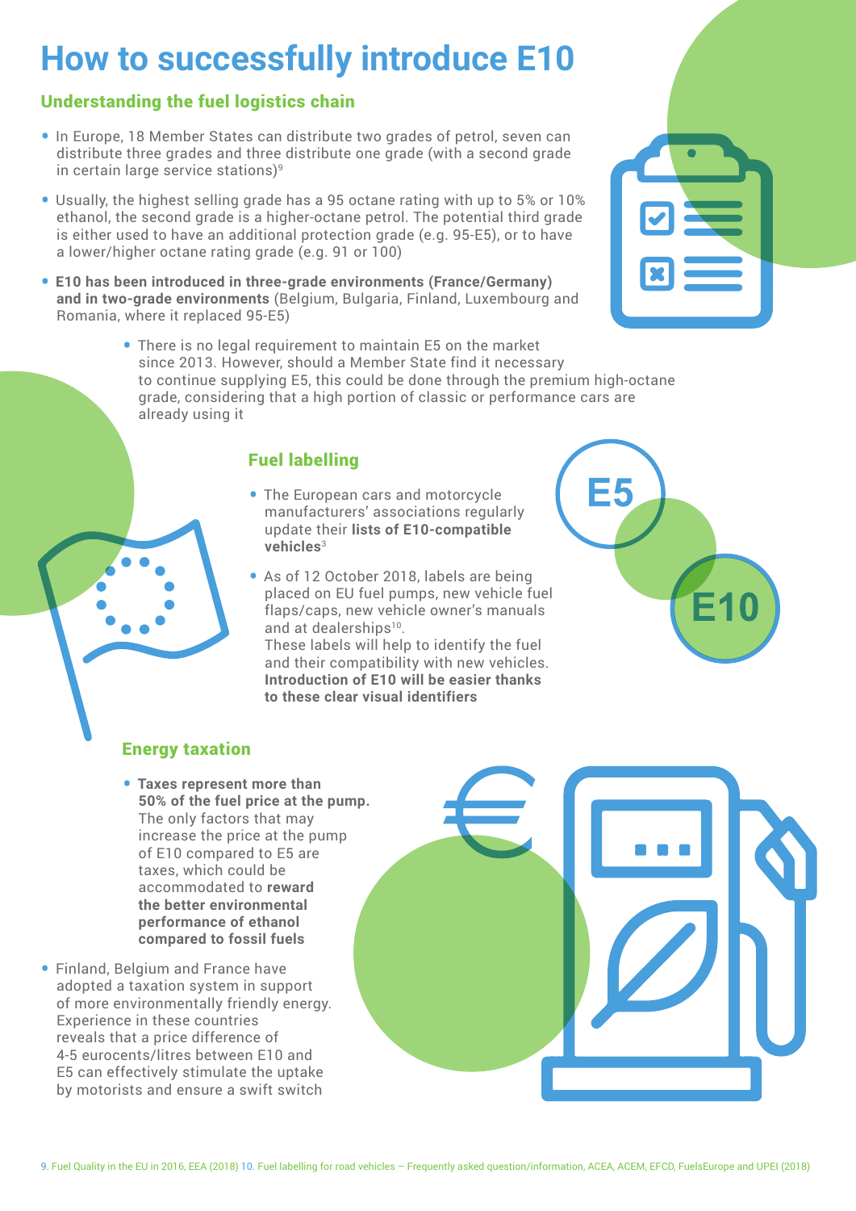# How to successfully introduce E10

## Understanding the fuel logistics chain

- In Europe, 18 Member States can distribute two grades of petrol, seven can distribute three grades and three distribute one grade (with a second grade in certain large service stations)[9]
- Usually, the highest selling grade has a 95 octane rating with up to 5% or 10% ethanol, the second grade is a higher-octane petrol. The potential third grade is either used to have an additional protection grade (e.g. 95-E5), or to have a lower/higher octane rating grade (e.g. 91 or 100)
- **E10 has been introduced in three-grade environments (France/Germany) and in two-grade environments** (Belgium, Bulgaria, Finland, Luxembourg and Romania, where it replaced 95-E5)
  - There is no legal requirement to maintain E5 on the market since 2013. However, should a Member State find it necessary to continue supplying E5, this could be done through the premium high-octane grade, considering that a high portion of classic or performance cars are already using it

## Fuel labelling

- The European cars and motorcycle manufacturers' associations regularly update their **lists of E10-compatible vehicles**[3]
- As of 12 October 2018, labels are being placed on EU fuel pumps, new vehicle fuel flaps/caps, new vehicle owner's manuals and at dealerships[10].
  These labels will help to identify the fuel and their compatibility with new vehicles. **Introduction of E10 will be easier thanks to these clear visual identifiers**

## Energy taxation

- **Taxes represent more than 50% of the fuel price at the pump.** The only factors that may increase the price at the pump of E10 compared to E5 are taxes, which could be accommodated to **reward the better environmental performance of ethanol compared to fossil fuels**
- Finland, Belgium and France have adopted a taxation system in support of more environmentally friendly energy. Experience in these countries reveals that a price difference of 4-5 eurocents/litres between E10 and E5 can effectively stimulate the uptake by motorists and ensure a swift switch

9. Fuel Quality in the EU in 2016, EEA (2018) 10. Fuel labelling for road vehicles – Frequently asked question/information, ACEA, ACEM, EFCD, FuelsEurope and UPEI (2018)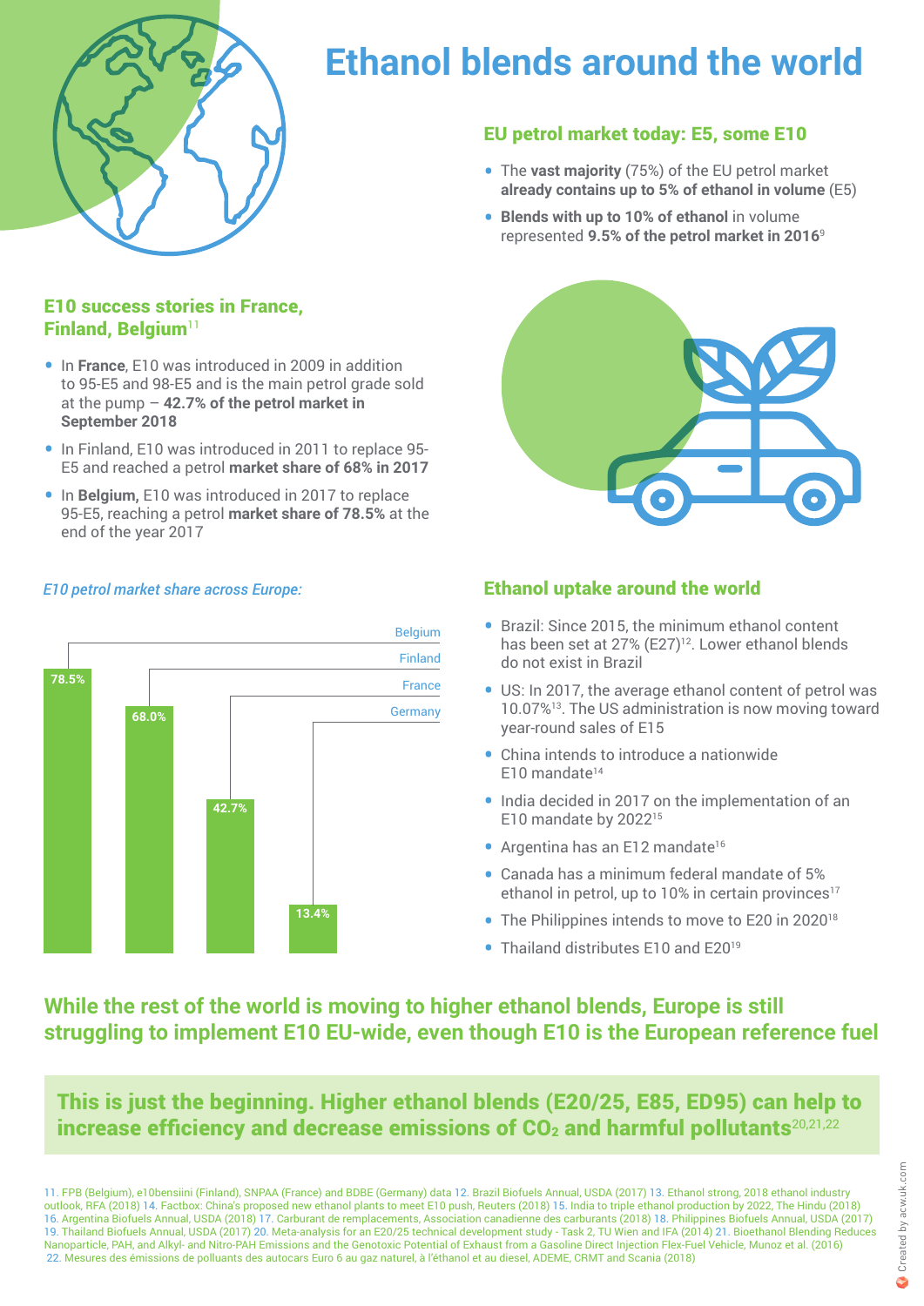# Ethanol blends around the world

## EU petrol market today: E5, some E10

- The **vast majority** (75%) of the EU petrol market **already contains up to 5% of ethanol in volume** (E5)
- **Blends with up to 10% of ethanol** in volume represented **9.5% of the petrol market in 2016**[9]

## E10 success stories in France, Finland, Belgium[11]

- In **France**, E10 was introduced in 2009 in addition to 95-E5 and 98-E5 and is the main petrol grade sold at the pump – **42.7% of the petrol market in September 2018**
- In Finland, E10 was introduced in 2011 to replace 95-E5 and reached a petrol **market share of 68% in 2017**
- In **Belgium,** E10 was introduced in 2017 to replace 95-E5, reaching a petrol **market share of 78.5%** at the end of the year 2017

*E10 petrol market share across Europe:*

Belgium
Finland
France
Germany
78.5%
68.0%
42.7%
13.4%

## Ethanol uptake around the world

- Brazil: Since 2015, the minimum ethanol content has been set at 27% (E27)[12]. Lower ethanol blends do not exist in Brazil
- US: In 2017, the average ethanol content of petrol was 10.07%[13]. The US administration is now moving toward year-round sales of E15
- China intends to introduce a nationwide E10 mandate[14]
- India decided in 2017 on the implementation of an E10 mandate by 2022[15]
- Argentina has an E12 mandate[16]
- Canada has a minimum federal mandate of 5% ethanol in petrol, up to 10% in certain provinces[17]
- The Philippines intends to move to E20 in 2020[18]
- Thailand distributes E10 and E20[19]

## While the rest of the world is moving to higher ethanol blends, Europe is still struggling to implement E10 EU-wide, even though E10 is the European reference fuel

## This is just the beginning. Higher ethanol blends (E20/25, E85, ED95) can help to increase efficiency and decrease emissions of $CO_2$ and harmful pollutants[20,21,22]

11. FPB (Belgium), e10bensiini (Finland), SNPAA (France) and BDBE (Germany) data 12. Brazil Biofuels Annual, USDA (2017) 13. Ethanol strong, 2018 ethanol industry outlook, RFA (2018) 14. Factbox: China's proposed new ethanol plants to meet E10 push, Reuters (2018) 15. India to triple ethanol production by 2022, The Hindu (2018) 16. Argentina Biofuels Annual, USDA (2018) 17. Carburant de remplacements, Association canadienne des carburants (2018) 18. Philippines Biofuels Annual, USDA (2017) 19. Thailand Biofuels Annual, USDA (2017) 20. Meta-analysis for an E20/25 technical development study - Task 2, TU Wien and IFA (2014) 21. Bioethanol Blending Reduces Nanoparticle, PAH, and Alkyl- and Nitro-PAH Emissions and the Genotoxic Potential of Exhaust from a Gasoline Direct Injection Flex-Fuel Vehicle, Munoz et al. (2016) 22. Mesures des émissions de polluants des autocars Euro 6 au gaz naturel, à l'éthanol et au diesel, ADEME, CRMT and Scania (2018)